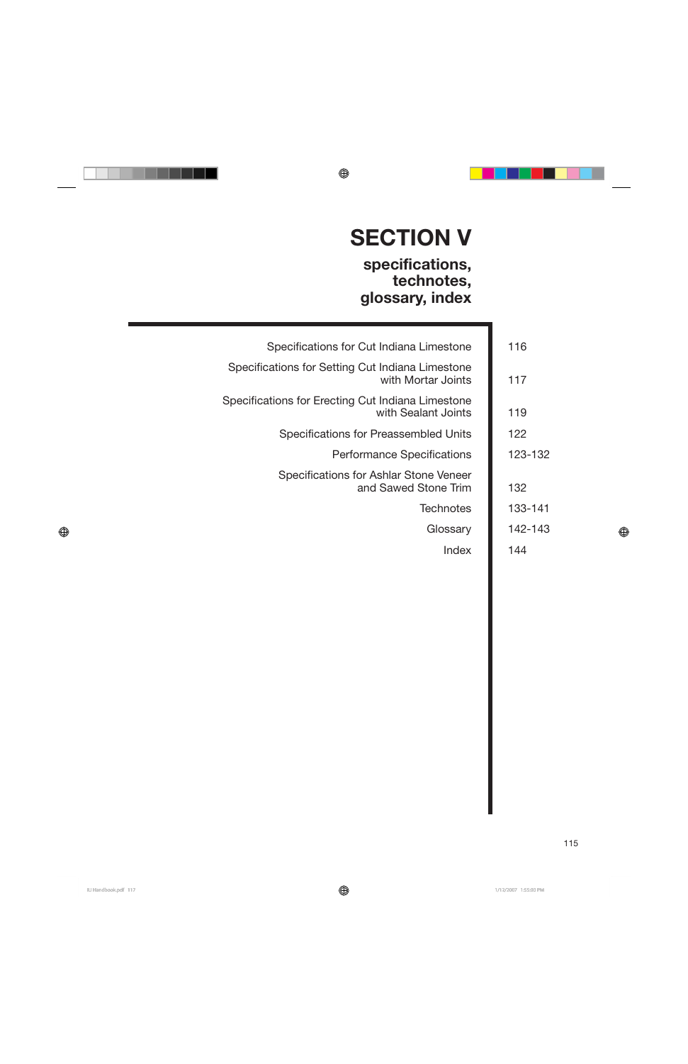# SECTION V

## specifications, technotes, glossary, index

| | |
|---|---|
| Specifications for Cut Indiana Limestone | 116 |
| Specifications for Setting Cut Indiana Limestone with Mortar Joints | 117 |
| Specifications for Erecting Cut Indiana Limestone with Sealant Joints | 119 |
| Specifications for Preassembled Units | 122 |
| Performance Specifications | 123-132 |
| Specifications for Ashlar Stone Veneer and Sawed Stone Trim | 132 |
| Technotes | 133-141 |
| Glossary | 142-143 |
| Index | 144 |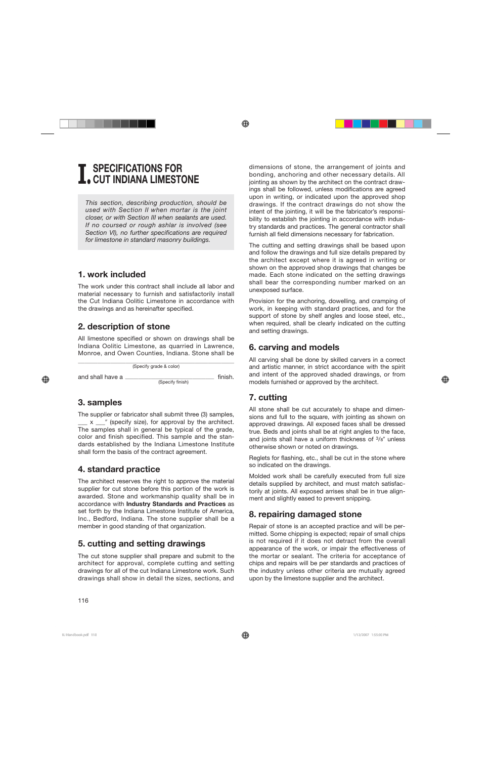# I. SPECIFICATIONS FOR CUT INDIANA LIMESTONE

*This section, describing production, should be used with Section II when mortar is the joint closer, or with Section III when sealants are used. If no coursed or rough ashlar is involved (see Section VI), no further specifications are required for limestone in standard masonry buildings.*

## 1. work included

The work under this contract shall include all labor and material necessary to furnish and satisfactorily install the Cut Indiana Oolitic Limestone in accordance with the drawings and as hereinafter specified.

## 2. description of stone

All limestone specified or shown on drawings shall be Indiana Oolitic Limestone, as quarried in Lawrence, Monroe, and Owen Counties, Indiana. Stone shall be

______________________________
(Specify grade & color)

and shall have a ______________________ finish.
(Specify finish)

## 3. samples

The supplier or fabricator shall submit three (3) samples, ___ x ___" (specify size), for approval by the architect. The samples shall in general be typical of the grade, color and finish specified. This sample and the standards established by the Indiana Limestone Institute shall form the basis of the contract agreement.

## 4. standard practice

The architect reserves the right to approve the material supplier for cut stone before this portion of the work is awarded. Stone and workmanship quality shall be in accordance with **Industry Standards and Practices** as set forth by the Indiana Limestone Institute of America, Inc., Bedford, Indiana. The stone supplier shall be a member in good standing of that organization.

## 5. cutting and setting drawings

The cut stone supplier shall prepare and submit to the architect for approval, complete cutting and setting drawings for all of the cut Indiana Limestone work. Such drawings shall show in detail the sizes, sections, and dimensions of stone, the arrangement of joints and bonding, anchoring and other necessary details. All jointing as shown by the architect on the contract drawings shall be followed, unless modifications are agreed upon in writing, or indicated upon the approved shop drawings. If the contract drawings do not show the intent of the jointing, it will be the fabricator's responsibility to establish the jointing in accordance with industry standards and practices. The general contractor shall furnish all field dimensions necessary for fabrication.

The cutting and setting drawings shall be based upon and follow the drawings and full size details prepared by the architect except where it is agreed in writing or shown on the approved shop drawings that changes be made. Each stone indicated on the setting drawings shall bear the corresponding number marked on an unexposed surface.

Provision for the anchoring, dowelling, and cramping of work, in keeping with standard practices, and for the support of stone by shelf angles and loose steel, etc., when required, shall be clearly indicated on the cutting and setting drawings.

## 6. carving and models

All carving shall be done by skilled carvers in a correct and artistic manner, in strict accordance with the spirit and intent of the approved shaded drawings, or from models furnished or approved by the architect.

## 7. cutting

All stone shall be cut accurately to shape and dimensions and full to the square, with jointing as shown on approved drawings. All exposed faces shall be dressed true. Beds and joints shall be at right angles to the face, and joints shall have a uniform thickness of 3/8" unless otherwise shown or noted on drawings.

Reglets for flashing, etc., shall be cut in the stone where so indicated on the drawings.

Molded work shall be carefully executed from full size details supplied by architect, and must match satisfactorily at joints. All exposed arrises shall be in true alignment and slightly eased to prevent snipping.

## 8. repairing damaged stone

Repair of stone is an accepted practice and will be permitted. Some chipping is expected; repair of small chips is not required if it does not detract from the overall appearance of the work, or impair the effectiveness of the mortar or sealant. The criteria for acceptance of chips and repairs will be per standards and practices of the industry unless other criteria are mutually agreed upon by the limestone supplier and the architect.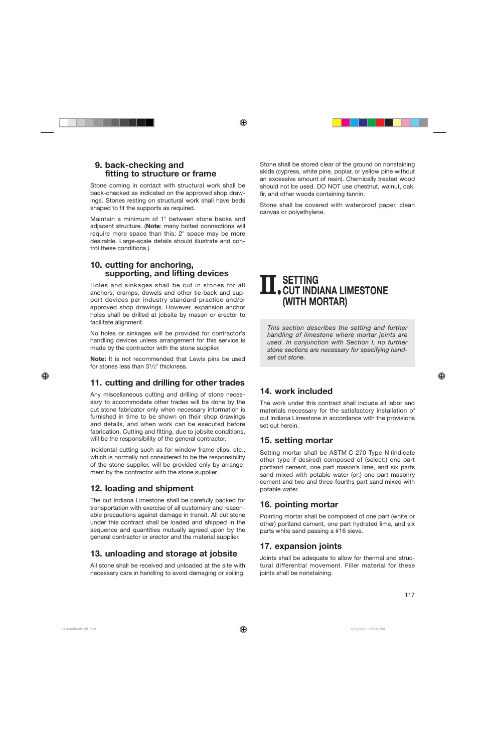## 9. back-checking and fitting to structure or frame

Stone coming in contact with structural work shall be back-checked as indicated on the approved shop drawings. Stones resting on structural work shall have beds shaped to fit the supports as required.

Maintain a minimum of 1″ between stone backs and adjacent structure. (**Note**: many bolted connections will require more space than this; 2″ space may be more desirable. Large-scale details should illustrate and control these conditions.)

## 10. cutting for anchoring, supporting, and lifting devices

Holes and sinkages shall be cut in stones for all anchors, cramps, dowels and other tie-back and support devices per industry standard practice and/or approved shop drawings. However, expansion anchor holes shall be drilled at jobsite by mason or erector to facilitate alignment.

No holes or sinkages will be provided for contractor's handling devices unless arrangement for this service is made by the contractor with the stone supplier.

**Note:** It is not recommended that Lewis pins be used for stones less than 3$^{1}/_{2}$″ thickness.

## 11. cutting and drilling for other trades

Any miscellaneous cutting and drilling of stone necessary to accommodate other trades will be done by the cut stone fabricator only when necessary information is furnished in time to be shown on their shop drawings and details, and when work can be executed before fabrication. Cutting and fitting, due to jobsite conditions, will be the responsibility of the general contractor.

Incidental cutting such as for window frame clips, etc., which is normally not considered to be the responsibility of the stone supplier, will be provided only by arrangement by the contractor with the stone supplier.

## 12. loading and shipment

The cut Indiana Limestone shall be carefully packed for transportation with exercise of all customary and reasonable precautions against damage in transit. All cut stone under this contract shall be loaded and shipped in the sequence and quantities mutually agreed upon by the general contractor or erector and the material supplier.

## 13. unloading and storage at jobsite

All stone shall be received and unloaded at the site with necessary care in handling to avoid damaging or soiling.

Stone shall be stored clear of the ground on nonstaining skids (cypress, white pine, poplar, or yellow pine without an excessive amount of resin). Chemically treated wood should not be used. DO NOT use chestnut, walnut, oak, fir, and other woods containing tannin.

Stone shall be covered with waterproof paper, clean canvas or polyethylene.

# II. SETTING CUT INDIANA LIMESTONE (WITH MORTAR)

*This section describes the setting and further handling of limestone where mortar joints are used. In conjunction with Section I, no further stone sections are necessary for specifying hand-set cut stone.*

## 14. work included

The work under this contract shall include all labor and materials necessary for the satisfactory installation of cut Indiana Limestone in accordance with the provisions set out herein.

## 15. setting mortar

Setting mortar shall be ASTM C-270 Type N (indicate other type if desired) composed of (select:) one part portland cement, one part mason's lime, and six parts sand mixed with potable water (or:) one part masonry cement and two and three-fourths part sand mixed with potable water.

## 16. pointing mortar

Pointing mortar shall be composed of one part (white or other) portland cement, one part hydrated lime, and six parts white sand passing a #16 sieve.

## 17. expansion joints

Joints shall be adequate to allow for thermal and structural differential movement. Filler material for these joints shall be nonstaining.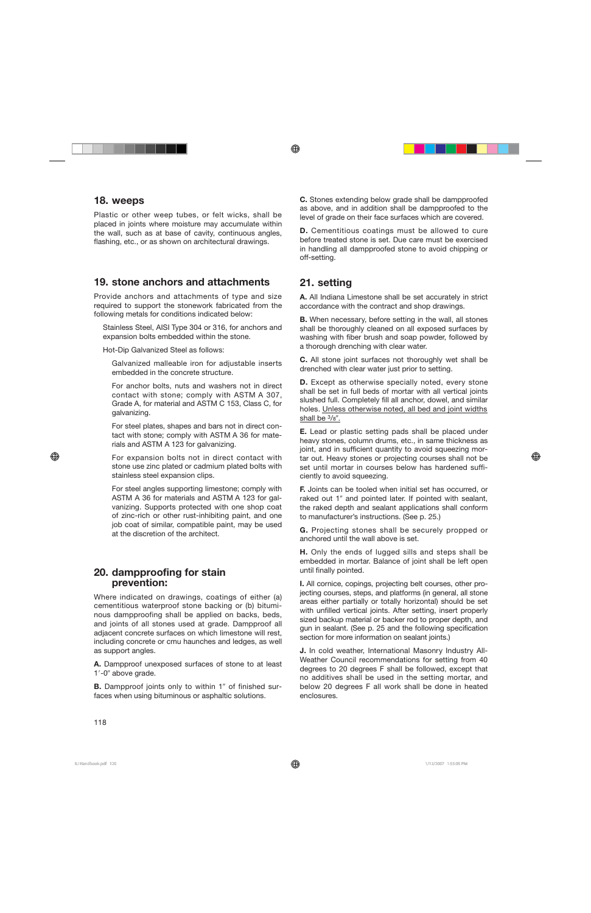## 18. weeps

Plastic or other weep tubes, or felt wicks, shall be placed in joints where moisture may accumulate within the wall, such as at base of cavity, continuous angles, flashing, etc., or as shown on architectural drawings.

## 19. stone anchors and attachments

Provide anchors and attachments of type and size required to support the stonework fabricated from the following metals for conditions indicated below:

Stainless Steel, AISI Type 304 or 316, for anchors and expansion bolts embedded within the stone.

Hot-Dip Galvanized Steel as follows:

Galvanized malleable iron for adjustable inserts embedded in the concrete structure.

For anchor bolts, nuts and washers not in direct contact with stone; comply with ASTM A 307, Grade A, for material and ASTM C 153, Class C, for galvanizing.

For steel plates, shapes and bars not in direct contact with stone; comply with ASTM A 36 for materials and ASTM A 123 for galvanizing.

For expansion bolts not in direct contact with stone use zinc plated or cadmium plated bolts with stainless steel expansion clips.

For steel angles supporting limestone; comply with ASTM A 36 for materials and ASTM A 123 for galvanizing. Supports protected with one shop coat of zinc-rich or other rust-inhibiting paint, and one job coat of similar, compatible paint, may be used at the discretion of the architect.

## 20. dampproofing for stain prevention:

Where indicated on drawings, coatings of either (a) cementitious waterproof stone backing or (b) bituminous dampproofing shall be applied on backs, beds, and joints of all stones used at grade. Dampproof all adjacent concrete surfaces on which limestone will rest, including concrete or cmu haunches and ledges, as well as support angles.

**A.** Dampproof unexposed surfaces of stone to at least 1′-0″ above grade.

**B.** Dampproof joints only to within 1″ of finished surfaces when using bituminous or asphaltic solutions.

**C.** Stones extending below grade shall be dampproofed as above, and in addition shall be dampproofed to the level of grade on their face surfaces which are covered.

**D.** Cementitious coatings must be allowed to cure before treated stone is set. Due care must be exercised in handling all dampproofed stone to avoid chipping or off-setting.

## 21. setting

**A.** All Indiana Limestone shall be set accurately in strict accordance with the contract and shop drawings.

**B.** When necessary, before setting in the wall, all stones shall be thoroughly cleaned on all exposed surfaces by washing with fiber brush and soap powder, followed by a thorough drenching with clear water.

**C.** All stone joint surfaces not thoroughly wet shall be drenched with clear water just prior to setting.

**D.** Except as otherwise specially noted, every stone shall be set in full beds of mortar with all vertical joints slushed full. Completely fill all anchor, dowel, and similar holes. Unless otherwise noted, all bed and joint widths shall be 3/8″.

**E.** Lead or plastic setting pads shall be placed under heavy stones, column drums, etc., in same thickness as joint, and in sufficient quantity to avoid squeezing mortar out. Heavy stones or projecting courses shall not be set until mortar in courses below has hardened sufficiently to avoid squeezing.

**F.** Joints can be tooled when initial set has occurred, or raked out 1″ and pointed later. If pointed with sealant, the raked depth and sealant applications shall conform to manufacturer's instructions. (See p. 25.)

**G.** Projecting stones shall be securely propped or anchored until the wall above is set.

**H.** Only the ends of lugged sills and steps shall be embedded in mortar. Balance of joint shall be left open until finally pointed.

**I.** All cornice, copings, projecting belt courses, other projecting courses, steps, and platforms (in general, all stone areas either partially or totally horizontal) should be set with unfilled vertical joints. After setting, insert properly sized backup material or backer rod to proper depth, and gun in sealant. (See p. 25 and the following specification section for more information on sealant joints.)

**J.** In cold weather, International Masonry Industry All-Weather Council recommendations for setting from 40 degrees to 20 degrees F shall be followed, except that no additives shall be used in the setting mortar, and below 20 degrees F all work shall be done in heated enclosures.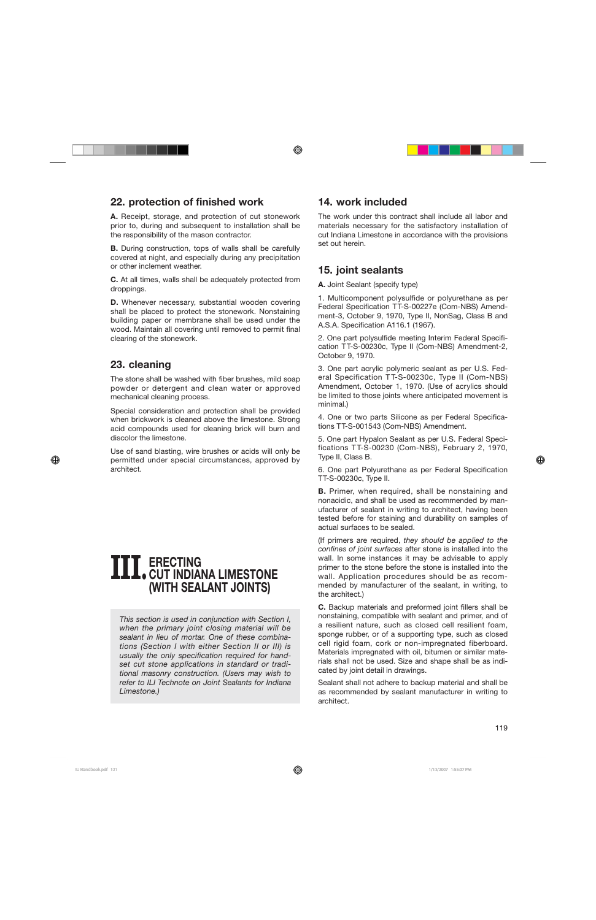## 22. protection of finished work

**A.** Receipt, storage, and protection of cut stonework prior to, during and subsequent to installation shall be the responsibility of the mason contractor.

**B.** During construction, tops of walls shall be carefully covered at night, and especially during any precipitation or other inclement weather.

**C.** At all times, walls shall be adequately protected from droppings.

**D.** Whenever necessary, substantial wooden covering shall be placed to protect the stonework. Nonstaining building paper or membrane shall be used under the wood. Maintain all covering until removed to permit final clearing of the stonework.

## 23. cleaning

The stone shall be washed with fiber brushes, mild soap powder or detergent and clean water or approved mechanical cleaning process.

Special consideration and protection shall be provided when brickwork is cleaned above the limestone. Strong acid compounds used for cleaning brick will burn and discolor the limestone.

Use of sand blasting, wire brushes or acids will only be permitted under special circumstances, approved by architect.

# III. ERECTING CUT INDIANA LIMESTONE (WITH SEALANT JOINTS)

*This section is used in conjunction with Section I, when the primary joint closing material will be sealant in lieu of mortar. One of these combinations (Section I with either Section II or III) is usually the only specification required for hand-set cut stone applications in standard or traditional masonry construction. (Users may wish to refer to ILI Technote on Joint Sealants for Indiana Limestone.)*

## 14. work included

The work under this contract shall include all labor and materials necessary for the satisfactory installation of cut Indiana Limestone in accordance with the provisions set out herein.

## 15. joint sealants

**A.** Joint Sealant (specify type)

1. Multicomponent polysulfide or polyurethane as per Federal Specification TT-S-00227e (Com-NBS) Amendment-3, October 9, 1970, Type II, NonSag, Class B and A.S.A. Specification A116.1 (1967).

2. One part polysulfide meeting Interim Federal Specification TT-S-00230c, Type II (Com-NBS) Amendment-2, October 9, 1970.

3. One part acrylic polymeric sealant as per U.S. Federal Specification TT-S-00230c, Type II (Com-NBS) Amendment, October 1, 1970. (Use of acrylics should be limited to those joints where anticipated movement is minimal.)

4. One or two parts Silicone as per Federal Specifications TT-S-001543 (Com-NBS) Amendment.

5. One part Hypalon Sealant as per U.S. Federal Specifications TT-S-00230 (Com-NBS), February 2, 1970, Type II, Class B.

6. One part Polyurethane as per Federal Specification TT-S-00230c, Type II.

**B.** Primer, when required, shall be nonstaining and nonacidic, and shall be used as recommended by manufacturer of sealant in writing to architect, having been tested before for staining and durability on samples of actual surfaces to be sealed.

(If primers are required, *they should be applied to the confines of joint surfaces* after stone is installed into the wall. In some instances it may be advisable to apply primer to the stone before the stone is installed into the wall. Application procedures should be as recommended by manufacturer of the sealant, in writing, to the architect.)

**C.** Backup materials and preformed joint fillers shall be nonstaining, compatible with sealant and primer, and of a resilient nature, such as closed cell resilient foam, sponge rubber, or of a supporting type, such as closed cell rigid foam, cork or non-impregnated fiberboard. Materials impregnated with oil, bitumen or similar materials shall not be used. Size and shape shall be as indicated by joint detail in drawings.

Sealant shall not adhere to backup material and shall be as recommended by sealant manufacturer in writing to architect.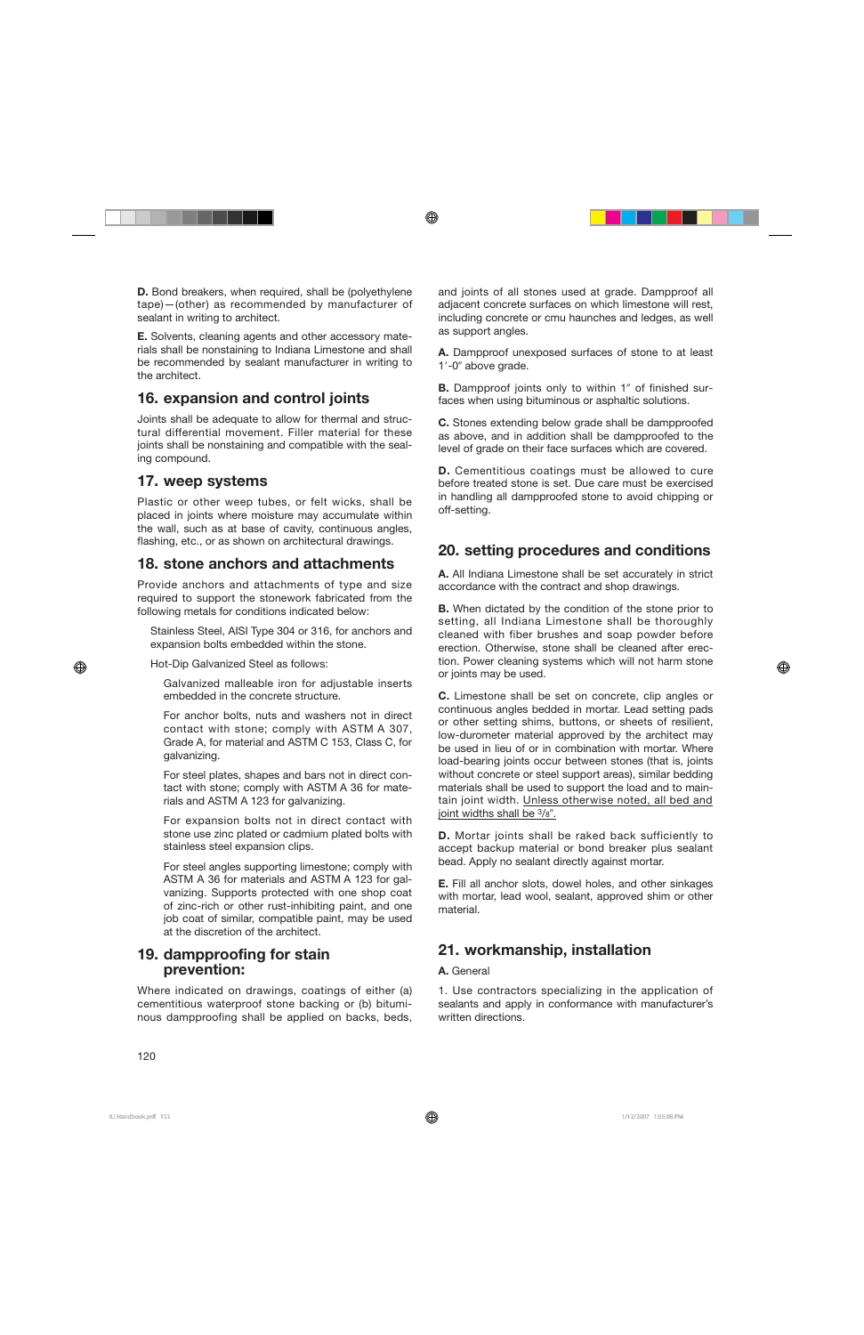**D.** Bond breakers, when required, shall be (polyethylene tape)—(other) as recommended by manufacturer of sealant in writing to architect.

**E.** Solvents, cleaning agents and other accessory materials shall be nonstaining to Indiana Limestone and shall be recommended by sealant manufacturer in writing to the architect.

## 16. expansion and control joints

Joints shall be adequate to allow for thermal and structural differential movement. Filler material for these joints shall be nonstaining and compatible with the sealing compound.

## 17. weep systems

Plastic or other weep tubes, or felt wicks, shall be placed in joints where moisture may accumulate within the wall, such as at base of cavity, continuous angles, flashing, etc., or as shown on architectural drawings.

## 18. stone anchors and attachments

Provide anchors and attachments of type and size required to support the stonework fabricated from the following metals for conditions indicated below:

Stainless Steel, AISI Type 304 or 316, for anchors and expansion bolts embedded within the stone.

Hot-Dip Galvanized Steel as follows:

Galvanized malleable iron for adjustable inserts embedded in the concrete structure.

For anchor bolts, nuts and washers not in direct contact with stone; comply with ASTM A 307, Grade A, for material and ASTM C 153, Class C, for galvanizing.

For steel plates, shapes and bars not in direct contact with stone; comply with ASTM A 36 for materials and ASTM A 123 for galvanizing.

For expansion bolts not in direct contact with stone use zinc plated or cadmium plated bolts with stainless steel expansion clips.

For steel angles supporting limestone; comply with ASTM A 36 for materials and ASTM A 123 for galvanizing. Supports protected with one shop coat of zinc-rich or other rust-inhibiting paint, and one job coat of similar, compatible paint, may be used at the discretion of the architect.

## 19. dampproofing for stain prevention:

Where indicated on drawings, coatings of either (a) cementitious waterproof stone backing or (b) bituminous dampproofing shall be applied on backs, beds, and joints of all stones used at grade. Dampproof all adjacent concrete surfaces on which limestone will rest, including concrete or cmu haunches and ledges, as well as support angles.

**A.** Dampproof unexposed surfaces of stone to at least 1′-0″ above grade.

**B.** Dampproof joints only to within 1″ of finished surfaces when using bituminous or asphaltic solutions.

**C.** Stones extending below grade shall be dampproofed as above, and in addition shall be dampproofed to the level of grade on their face surfaces which are covered.

**D.** Cementitious coatings must be allowed to cure before treated stone is set. Due care must be exercised in handling all dampproofed stone to avoid chipping or off-setting.

## 20. setting procedures and conditions

**A.** All Indiana Limestone shall be set accurately in strict accordance with the contract and shop drawings.

**B.** When dictated by the condition of the stone prior to setting, all Indiana Limestone shall be thoroughly cleaned with fiber brushes and soap powder before erection. Otherwise, stone shall be cleaned after erection. Power cleaning systems which will not harm stone or joints may be used.

**C.** Limestone shall be set on concrete, clip angles or continuous angles bedded in mortar. Lead setting pads or other setting shims, buttons, or sheets of resilient, low-durometer material approved by the architect may be used in lieu of or in combination with mortar. Where load-bearing joints occur between stones (that is, joints without concrete or steel support areas), similar bedding materials shall be used to support the load and to maintain joint width. Unless otherwise noted, all bed and joint widths shall be 3/8″.

**D.** Mortar joints shall be raked back sufficiently to accept backup material or bond breaker plus sealant bead. Apply no sealant directly against mortar.

**E.** Fill all anchor slots, dowel holes, and other sinkages with mortar, lead wool, sealant, approved shim or other material.

## 21. workmanship, installation

**A.** General

1. Use contractors specializing in the application of sealants and apply in conformance with manufacturer's written directions.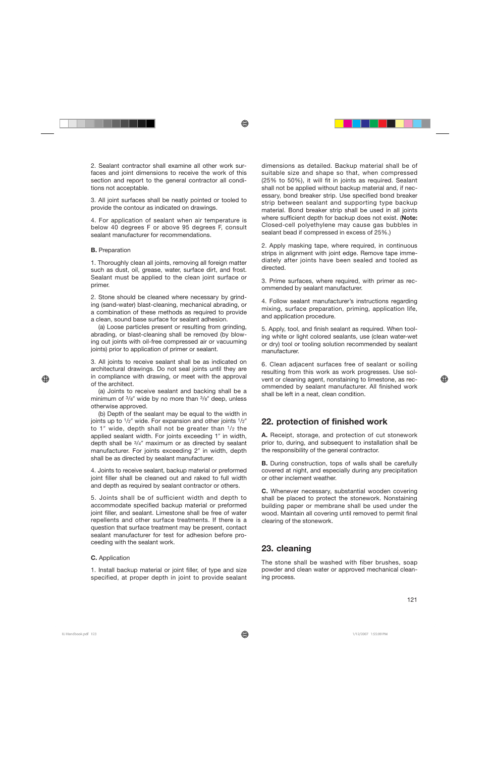2. Sealant contractor shall examine all other work surfaces and joint dimensions to receive the work of this section and report to the general contractor all conditions not acceptable.

3. All joint surfaces shall be neatly pointed or tooled to provide the contour as indicated on drawings.

4. For application of sealant when air temperature is below 40 degrees F or above 95 degrees F, consult sealant manufacturer for recommendations.

**B.** Preparation

1. Thoroughly clean all joints, removing all foreign matter such as dust, oil, grease, water, surface dirt, and frost. Sealant must be applied to the clean joint surface or primer.

2. Stone should be cleaned where necessary by grinding (sand-water) blast-cleaning, mechanical abrading, or a combination of these methods as required to provide a clean, sound base surface for sealant adhesion.

(a) Loose particles present or resulting from grinding, abrading, or blast-cleaning shall be removed (by blowing out joints with oil-free compressed air or vacuuming joints) prior to application of primer or sealant.

3. All joints to receive sealant shall be as indicated on architectural drawings. Do not seal joints until they are in compliance with drawing, or meet with the approval of the architect.

(a) Joints to receive sealant and backing shall be a minimum of 3/8″ wide by no more than 3/8″ deep, unless otherwise approved.

(b) Depth of the sealant may be equal to the width in joints up to 1/2″ wide. For expansion and other joints 1/2″ to 1″ wide, depth shall not be greater than 1/2 the applied sealant width. For joints exceeding 1″ in width, depth shall be 3/4″ maximum or as directed by sealant manufacturer. For joints exceeding 2″ in width, depth shall be as directed by sealant manufacturer.

4. Joints to receive sealant, backup material or preformed joint filler shall be cleaned out and raked to full width and depth as required by sealant contractor or others.

5. Joints shall be of sufficient width and depth to accommodate specified backup material or preformed joint filler, and sealant. Limestone shall be free of water repellents and other surface treatments. If there is a question that surface treatment may be present, contact sealant manufacturer for test for adhesion before proceeding with the sealant work.

**C.** Application

1. Install backup material or joint filler, of type and size specified, at proper depth in joint to provide sealant dimensions as detailed. Backup material shall be of suitable size and shape so that, when compressed (25% to 50%), it will fit in joints as required. Sealant shall not be applied without backup material and, if necessary, bond breaker strip. Use specified bond breaker strip between sealant and supporting type backup material. Bond breaker strip shall be used in all joints where sufficient depth for backup does not exist. (**Note:** Closed-cell polyethylene may cause gas bubbles in sealant bead if compressed in excess of 25%.)

2. Apply masking tape, where required, in continuous strips in alignment with joint edge. Remove tape immediately after joints have been sealed and tooled as directed.

3. Prime surfaces, where required, with primer as recommended by sealant manufacturer.

4. Follow sealant manufacturer's instructions regarding mixing, surface preparation, priming, application life, and application procedure.

5. Apply, tool, and finish sealant as required. When tooling white or light colored sealants, use (clean water-wet or dry) tool or tooling solution recommended by sealant manufacturer.

6. Clean adjacent surfaces free of sealant or soiling resulting from this work as work progresses. Use solvent or cleaning agent, nonstaining to limestone, as recommended by sealant manufacturer. All finished work shall be left in a neat, clean condition.

## 22. protection of finished work

**A.** Receipt, storage, and protection of cut stonework prior to, during, and subsequent to installation shall be the responsibility of the general contractor.

**B.** During construction, tops of walls shall be carefully covered at night, and especially during any precipitation or other inclement weather.

**C.** Whenever necessary, substantial wooden covering shall be placed to protect the stonework. Nonstaining building paper or membrane shall be used under the wood. Maintain all covering until removed to permit final clearing of the stonework.

## 23. cleaning

The stone shall be washed with fiber brushes, soap powder and clean water or approved mechanical cleaning process.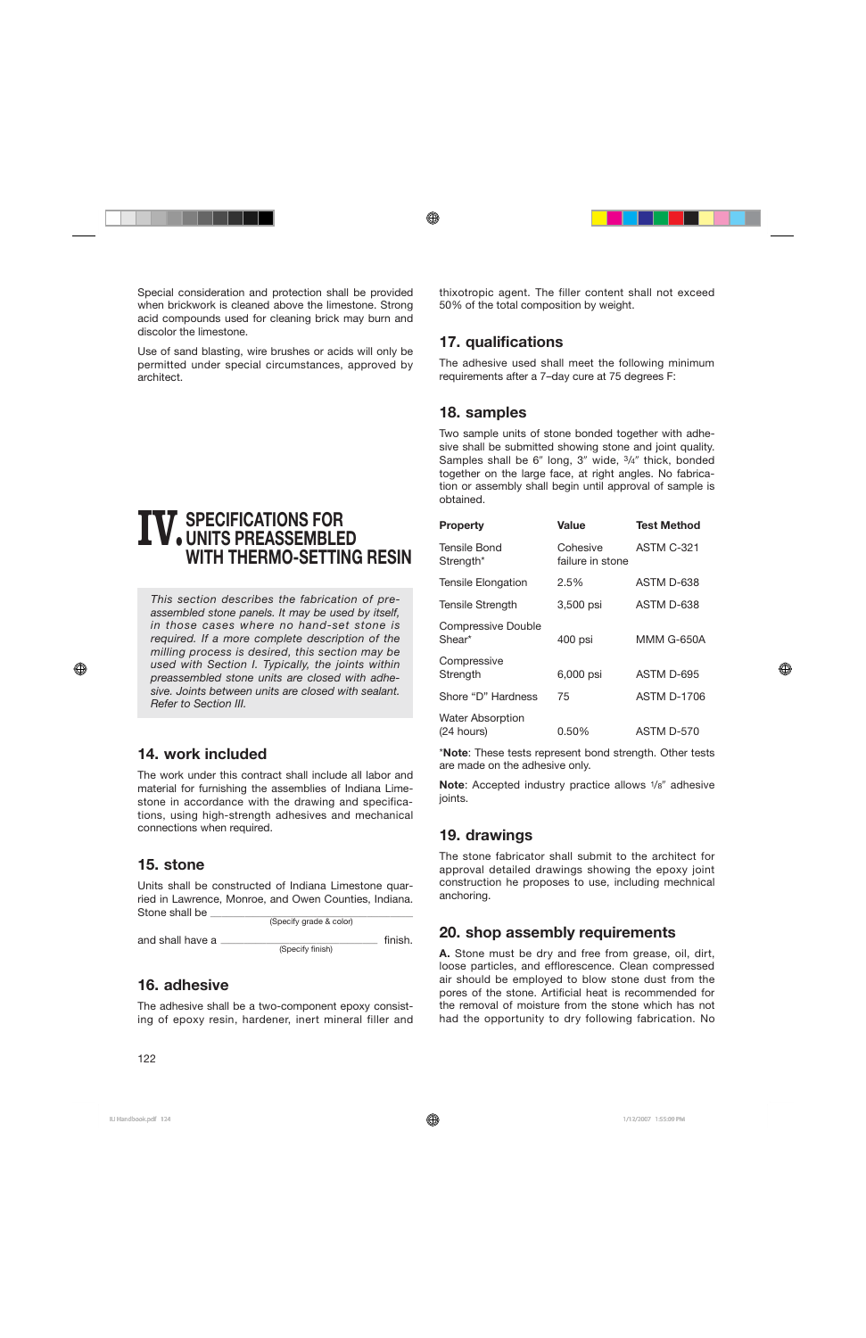Special consideration and protection shall be provided when brickwork is cleaned above the limestone. Strong acid compounds used for cleaning brick may burn and discolor the limestone.

Use of sand blasting, wire brushes or acids will only be permitted under special circumstances, approved by architect.

# IV. SPECIFICATIONS FOR UNITS PREASSEMBLED WITH THERMO-SETTING RESIN

*This section describes the fabrication of preassembled stone panels. It may be used by itself, in those cases where no hand-set stone is required. If a more complete description of the milling process is desired, this section may be used with Section I. Typically, the joints within preassembled stone units are closed with adhesive. Joints between units are closed with sealant. Refer to Section III.*

## 14. work included

The work under this contract shall include all labor and material for furnishing the assemblies of Indiana Limestone in accordance with the drawing and specifications, using high-strength adhesives and mechanical connections when required.

## 15. stone

Units shall be constructed of Indiana Limestone quarried in Lawrence, Monroe, and Owen Counties, Indiana. Stone shall be ______________________ (Specify grade & color)

and shall have a ______________________ (Specify finish) finish.

## 16. adhesive

The adhesive shall be a two-component epoxy consisting of epoxy resin, hardener, inert mineral filler and thixotropic agent. The filler content shall not exceed 50% of the total composition by weight.

## 17. qualifications

The adhesive used shall meet the following minimum requirements after a 7–day cure at 75 degrees F:

## 18. samples

Two sample units of stone bonded together with adhesive shall be submitted showing stone and joint quality. Samples shall be 6″ long, 3″ wide, 3/4″ thick, bonded together on the large face, at right angles. No fabrication or assembly shall begin until approval of sample is obtained.

| Property | Value | Test Method |
|---|---|---|
| Tensile Bond Strength* | Cohesive failure in stone | ASTM C-321 |
| Tensile Elongation | 2.5% | ASTM D-638 |
| Tensile Strength | 3,500 psi | ASTM D-638 |
| Compressive Double Shear* | 400 psi | MMM G-650A |
| Compressive Strength | 6,000 psi | ASTM D-695 |
| Shore “D” Hardness | 75 | ASTM D-1706 |
| Water Absorption (24 hours) | 0.50% | ASTM D-570 |

***Note**: These tests represent bond strength. Other tests are made on the adhesive only.

**Note**: Accepted industry practice allows 1/8″ adhesive joints.

## 19. drawings

The stone fabricator shall submit to the architect for approval detailed drawings showing the epoxy joint construction he proposes to use, including mechnical anchoring.

## 20. shop assembly requirements

**A.** Stone must be dry and free from grease, oil, dirt, loose particles, and efflorescence. Clean compressed air should be employed to blow stone dust from the pores of the stone. Artificial heat is recommended for the removal of moisture from the stone which has not had the opportunity to dry following fabrication. No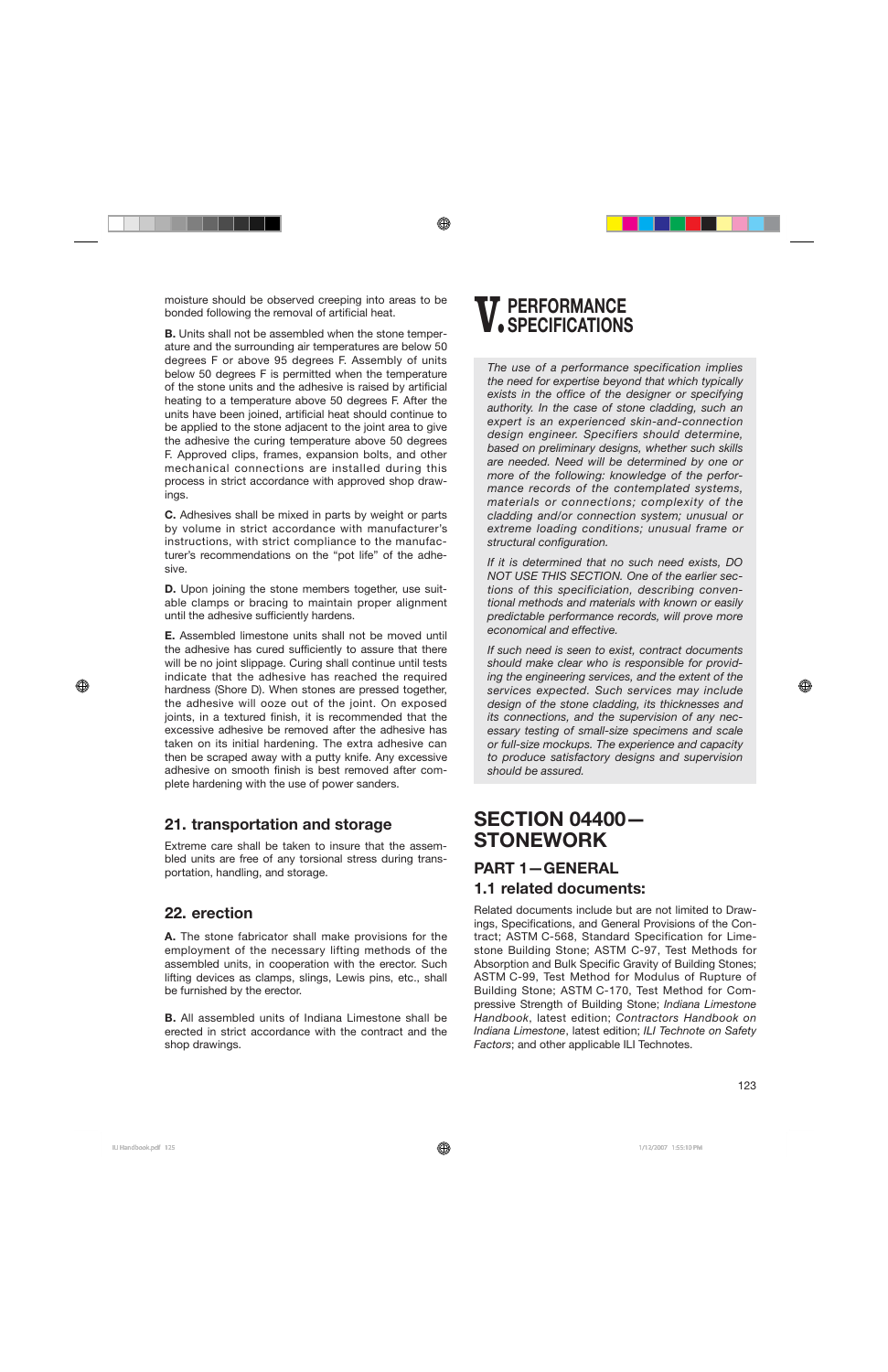moisture should be observed creeping into areas to be bonded following the removal of artificial heat.

**B.** Units shall not be assembled when the stone temperature and the surrounding air temperatures are below 50 degrees F or above 95 degrees F. Assembly of units below 50 degrees F is permitted when the temperature of the stone units and the adhesive is raised by artificial heating to a temperature above 50 degrees F. After the units have been joined, artificial heat should continue to be applied to the stone adjacent to the joint area to give the adhesive the curing temperature above 50 degrees F. Approved clips, frames, expansion bolts, and other mechanical connections are installed during this process in strict accordance with approved shop drawings.

**C.** Adhesives shall be mixed in parts by weight or parts by volume in strict accordance with manufacturer's instructions, with strict compliance to the manufacturer's recommendations on the "pot life" of the adhesive.

**D.** Upon joining the stone members together, use suitable clamps or bracing to maintain proper alignment until the adhesive sufficiently hardens.

**E.** Assembled limestone units shall not be moved until the adhesive has cured sufficiently to assure that there will be no joint slippage. Curing shall continue until tests indicate that the adhesive has reached the required hardness (Shore D). When stones are pressed together, the adhesive will ooze out of the joint. On exposed joints, in a textured finish, it is recommended that the excessive adhesive be removed after the adhesive has taken on its initial hardening. The extra adhesive can then be scraped away with a putty knife. Any excessive adhesive on smooth finish is best removed after complete hardening with the use of power sanders.

### 21. transportation and storage

Extreme care shall be taken to insure that the assembled units are free of any torsional stress during transportation, handling, and storage.

### 22. erection

**A.** The stone fabricator shall make provisions for the employment of the necessary lifting methods of the assembled units, in cooperation with the erector. Such lifting devices as clamps, slings, Lewis pins, etc., shall be furnished by the erector.

**B.** All assembled units of Indiana Limestone shall be erected in strict accordance with the contract and the shop drawings.

# V. PERFORMANCE SPECIFICATIONS

*The use of a performance specification implies the need for expertise beyond that which typically exists in the office of the designer or specifying authority. In the case of stone cladding, such an expert is an experienced skin-and-connection design engineer. Specifiers should determine, based on preliminary designs, whether such skills are needed. Need will be determined by one or more of the following: knowledge of the performance records of the contemplated systems, materials or connections; complexity of the cladding and/or connection system; unusual or extreme loading conditions; unusual frame or structural configuration.*

*If it is determined that no such need exists, DO NOT USE THIS SECTION. One of the earlier sections of this specification, describing conventional methods and materials with known or easily predictable performance records, will prove more economical and effective.*

*If such need is seen to exist, contract documents should make clear who is responsible for providing the engineering services, and the extent of the services expected. Such services may include design of the stone cladding, its thicknesses and its connections, and the supervision of any necessary testing of small-size specimens and scale or full-size mockups. The experience and capacity to produce satisfactory designs and supervision should be assured.*

## SECTION 04400—STONEWORK

### PART 1—GENERAL

### 1.1 related documents:

Related documents include but are not limited to Drawings, Specifications, and General Provisions of the Contract; ASTM C-568, Standard Specification for Limestone Building Stone; ASTM C-97, Test Methods for Absorption and Bulk Specific Gravity of Building Stones; ASTM C-99, Test Method for Modulus of Rupture of Building Stone; ASTM C-170, Test Method for Compressive Strength of Building Stone; *Indiana Limestone Handbook*, latest edition; *Contractors Handbook on Indiana Limestone*, latest edition; *ILI Technote on Safety Factors*; and other applicable ILI Technotes.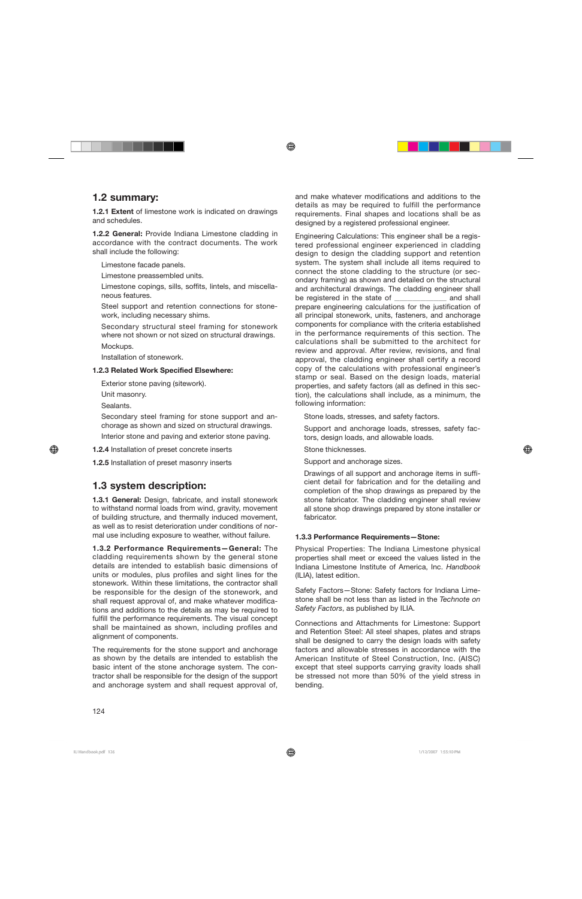## 1.2 summary:

**1.2.1 Extent** of limestone work is indicated on drawings and schedules.

**1.2.2 General:** Provide Indiana Limestone cladding in accordance with the contract documents. The work shall include the following:

Limestone facade panels.

Limestone preassembled units.

Limestone copings, sills, soffits, lintels, and miscellaneous features.

Steel support and retention connections for stonework, including necessary shims.

Secondary structural steel framing for stonework where not shown or not sized on structural drawings.

Mockups.

Installation of stonework.

**1.2.3 Related Work Specified Elsewhere:**

Exterior stone paving (sitework).

Unit masonry.

Sealants.

Secondary steel framing for stone support and anchorage as shown and sized on structural drawings.

Interior stone and paving and exterior stone paving.

**1.2.4** Installation of preset concrete inserts

**1.2.5** Installation of preset masonry inserts

## 1.3 system description:

**1.3.1 General:** Design, fabricate, and install stonework to withstand normal loads from wind, gravity, movement of building structure, and thermally induced movement, as well as to resist deterioration under conditions of normal use including exposure to weather, without failure.

**1.3.2 Performance Requirements—General:** The cladding requirements shown by the general stone details are intended to establish basic dimensions of units or modules, plus profiles and sight lines for the stonework. Within these limitations, the contractor shall be responsible for the design of the stonework, and shall request approval of, and make whatever modifications and additions to the details as may be required to fulfill the performance requirements. The visual concept shall be maintained as shown, including profiles and alignment of components.

The requirements for the stone support and anchorage as shown by the details are intended to establish the basic intent of the stone anchorage system. The contractor shall be responsible for the design of the support and anchorage system and shall request approval of, and make whatever modifications and additions to the details as may be required to fulfill the performance requirements. Final shapes and locations shall be as designed by a registered professional engineer.

Engineering Calculations: This engineer shall be a registered professional engineer experienced in cladding design to design the cladding support and retention system. The system shall include all items required to connect the stone cladding to the structure (or secondary framing) as shown and detailed on the structural and architectural drawings. The cladding engineer shall be registered in the state of ____________ and shall prepare engineering calculations for the justification of all principal stonework, units, fasteners, and anchorage components for compliance with the criteria established in the performance requirements of this section. The calculations shall be submitted to the architect for review and approval. After review, revisions, and final approval, the cladding engineer shall certify a record copy of the calculations with professional engineer's stamp or seal. Based on the design loads, material properties, and safety factors (all as defined in this section), the calculations shall include, as a minimum, the following information:

Stone loads, stresses, and safety factors.

Support and anchorage loads, stresses, safety factors, design loads, and allowable loads.

Stone thicknesses.

Support and anchorage sizes.

Drawings of all support and anchorage items in sufficient detail for fabrication and for the detailing and completion of the shop drawings as prepared by the stone fabricator. The cladding engineer shall review all stone shop drawings prepared by stone installer or fabricator.

**1.3.3 Performance Requirements—Stone:**

Physical Properties: The Indiana Limestone physical properties shall meet or exceed the values listed in the Indiana Limestone Institute of America, Inc. *Handbook* (ILIA), latest edition.

Safety Factors—Stone: Safety factors for Indiana Limestone shall be not less than as listed in the *Technote on Safety Factors*, as published by ILIA.

Connections and Attachments for Limestone: Support and Retention Steel: All steel shapes, plates and straps shall be designed to carry the design loads with safety factors and allowable stresses in accordance with the American Institute of Steel Construction, Inc. (AISC) except that steel supports carrying gravity loads shall be stressed not more than 50% of the yield stress in bending.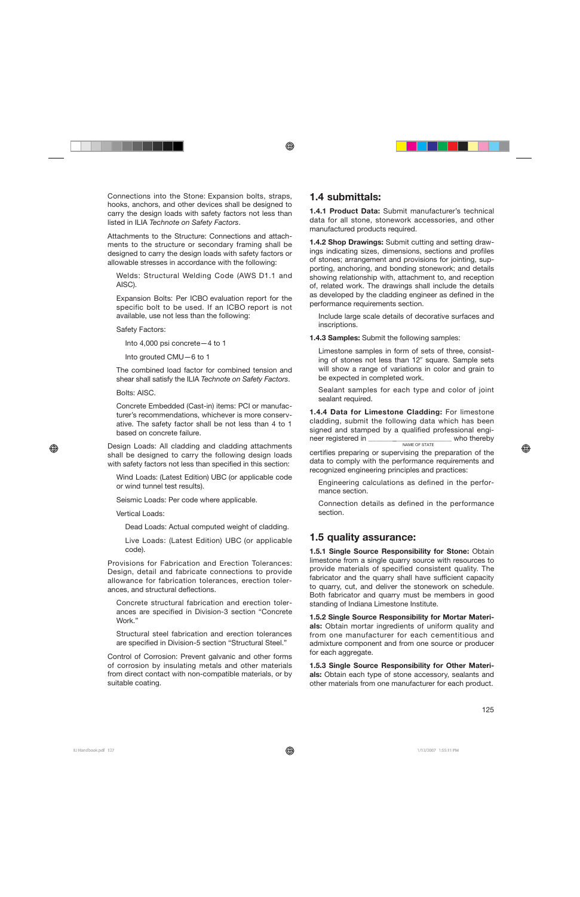Connections into the Stone: Expansion bolts, straps, hooks, anchors, and other devices shall be designed to carry the design loads with safety factors not less than listed in ILIA *Technote on Safety Factors*.

Attachments to the Structure: Connections and attachments to the structure or secondary framing shall be designed to carry the design loads with safety factors or allowable stresses in accordance with the following:

Welds: Structural Welding Code (AWS D1.1 and AISC).

Expansion Bolts: Per ICBO evaluation report for the specific bolt to be used. If an ICBO report is not available, use not less than the following:

Safety Factors:

Into 4,000 psi concrete—4 to 1

Into grouted CMU—6 to 1

The combined load factor for combined tension and shear shall satisfy the ILIA *Technote on Safety Factors*.

Bolts: AISC.

Concrete Embedded (Cast-in) items: PCI or manufacturer's recommendations, whichever is more conservative. The safety factor shall be not less than 4 to 1 based on concrete failure.

Design Loads: All cladding and cladding attachments shall be designed to carry the following design loads with safety factors not less than specified in this section:

Wind Loads: (Latest Edition) UBC (or applicable code or wind tunnel test results).

Seismic Loads: Per code where applicable.

Vertical Loads:

Dead Loads: Actual computed weight of cladding.

Live Loads: (Latest Edition) UBC (or applicable code).

Provisions for Fabrication and Erection Tolerances: Design, detail and fabricate connections to provide allowance for fabrication tolerances, erection tolerances, and structural deflections.

Concrete structural fabrication and erection tolerances are specified in Division-3 section "Concrete Work."

Structural steel fabrication and erection tolerances are specified in Division-5 section "Structural Steel."

Control of Corrosion: Prevent galvanic and other forms of corrosion by insulating metals and other materials from direct contact with non-compatible materials, or by suitable coating.

## 1.4 submittals:

**1.4.1 Product Data:** Submit manufacturer's technical data for all stone, stonework accessories, and other manufactured products required.

**1.4.2 Shop Drawings:** Submit cutting and setting drawings indicating sizes, dimensions, sections and profiles of stones; arrangement and provisions for jointing, supporting, anchoring, and bonding stonework; and details showing relationship with, attachment to, and reception of, related work. The drawings shall include the details as developed by the cladding engineer as defined in the performance requirements section.

Include large scale details of decorative surfaces and inscriptions.

**1.4.3 Samples:** Submit the following samples:

Limestone samples in form of sets of three, consisting of stones not less than 12" square. Sample sets will show a range of variations in color and grain to be expected in completed work.

Sealant samples for each type and color of joint sealant required.

**1.4.4 Data for Limestone Cladding:** For limestone cladding, submit the following data which has been signed and stamped by a qualified professional engineer registered in ____________________ who thereby
NAME OF STATE
certifies preparing or supervising the preparation of the data to comply with the performance requirements and recognized engineering principles and practices:

Engineering calculations as defined in the performance section.

Connection details as defined in the performance section.

## 1.5 quality assurance:

**1.5.1 Single Source Responsibility for Stone:** Obtain limestone from a single quarry source with resources to provide materials of specified consistent quality. The fabricator and the quarry shall have sufficient capacity to quarry, cut, and deliver the stonework on schedule. Both fabricator and quarry must be members in good standing of Indiana Limestone Institute.

**1.5.2 Single Source Responsibility for Mortar Materials:** Obtain mortar ingredients of uniform quality and from one manufacturer for each cementitious and admixture component and from one source or producer for each aggregate.

**1.5.3 Single Source Responsibility for Other Materials:** Obtain each type of stone accessory, sealants and other materials from one manufacturer for each product.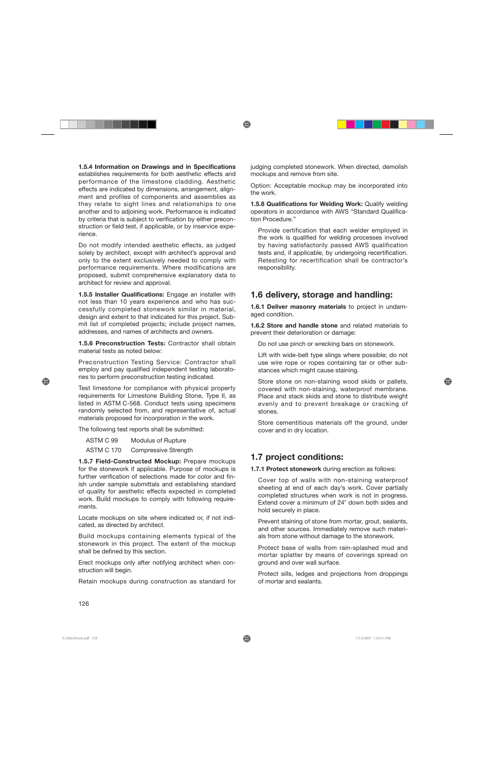**1.5.4 Information on Drawings and in Specifications** establishes requirements for both aesthetic effects and performance of the limestone cladding. Aesthetic effects are indicated by dimensions, arrangement, alignment and profiles of components and assemblies as they relate to sight lines and relationships to one another and to adjoining work. Performance is indicated by criteria that is subject to verification by either preconstruction or field test, if applicable, or by inservice experience.

Do not modify intended aesthetic effects, as judged solely by architect, except with architect's approval and only to the extent exclusively needed to comply with performance requirements. Where modifications are proposed, submit comprehensive explanatory data to architect for review and approval.

**1.5.5 Installer Qualifications:** Engage an installer with not less than 10 years experience and who has successfully completed stonework similar in material, design and extent to that indicated for this project. Submit list of completed projects; include project names, addresses, and names of architects and owners.

**1.5.6 Preconstruction Tests:** Contractor shall obtain material tests as noted below:

Preconstruction Testing Service: Contractor shall employ and pay qualified independent testing laboratories to perform preconstruction testing indicated.

Test limestone for compliance with physical property requirements for Limestone Building Stone, Type II, as listed in ASTM C-568. Conduct tests using specimens randomly selected from, and representative of, actual materials proposed for incorporation in the work.

The following test reports shall be submitted:

| | |
|---|---|
| ASTM C 99 | Modulus of Rupture |
| ASTM C 170 | Compressive Strength |

**1.5.7 Field-Constructed Mockup:** Prepare mockups for the stonework if applicable. Purpose of mockups is further verification of selections made for color and finish under sample submittals and establishing standard of quality for aesthetic effects expected in completed work. Build mockups to comply with following requirements.

Locate mockups on site where indicated or, if not indicated, as directed by architect.

Build mockups containing elements typical of the stonework in this project. The extent of the mockup shall be defined by this section.

Erect mockups only after notifying architect when construction will begin.

Retain mockups during construction as standard for judging completed stonework. When directed, demolish mockups and remove from site.

Option: Acceptable mockup may be incorporated into the work.

**1.5.8 Qualifications for Welding Work:** Qualify welding operators in accordance with AWS "Standard Qualification Procedure."

Provide certification that each welder employed in the work is qualified for welding processes involved by having satisfactorily passed AWS qualification tests and, if applicable, by undergoing recertification. Retesting for recertification shall be contractor's responsibility.

## 1.6 delivery, storage and handling:

**1.6.1 Deliver masonry materials** to project in undamaged condition.

**1.6.2 Store and handle stone** and related materials to prevent their deterioration or damage:

Do not use pinch or wrecking bars on stonework.

Lift with wide-belt type slings where possible; do not use wire rope or ropes containing tar or other substances which might cause staining.

Store stone on non-staining wood skids or pallets, covered with non-staining, waterproof membrane. Place and stack skids and stone to distribute weight evenly and to prevent breakage or cracking of stones.

Store cementitious materials off the ground, under cover and in dry location.

## 1.7 project conditions:

**1.7.1 Protect stonework** during erection as follows:

Cover top of walls with non-staining waterproof sheeting at end of each day's work. Cover partially completed structures when work is not in progress. Extend cover a minimum of 24″ down both sides and hold securely in place.

Prevent staining of stone from mortar, grout, sealants, and other sources. Immediately remove such materials from stone without damage to the stonework.

Protect base of walls from rain-splashed mud and mortar splatter by means of coverings spread on ground and over wall surface.

Protect sills, ledges and projections from droppings of mortar and sealants.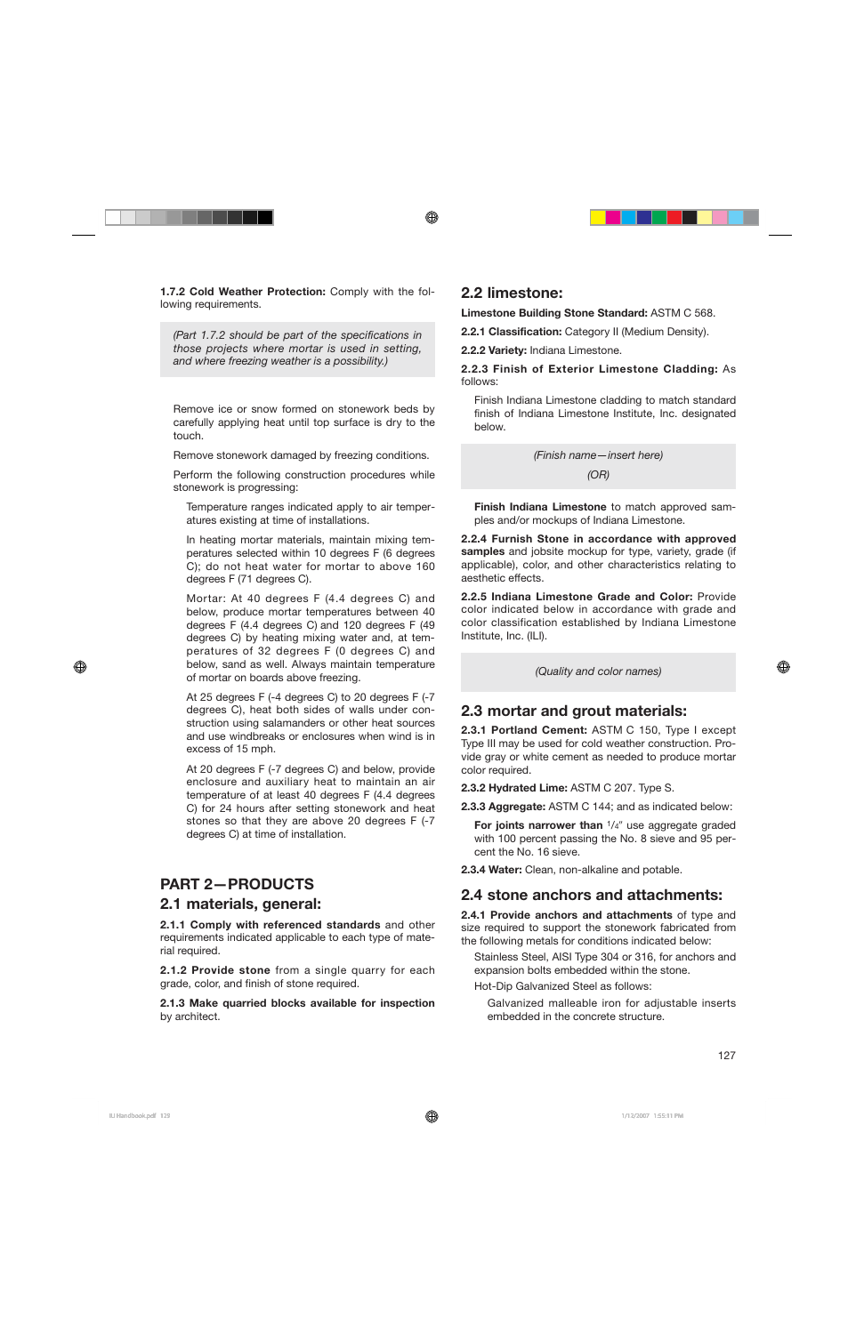**1.7.2 Cold Weather Protection:** Comply with the following requirements.

*(Part 1.7.2 should be part of the specifications in those projects where mortar is used in setting, and where freezing weather is a possibility.)*

Remove ice or snow formed on stonework beds by carefully applying heat until top surface is dry to the touch.

Remove stonework damaged by freezing conditions.

Perform the following construction procedures while stonework is progressing:

Temperature ranges indicated apply to air temperatures existing at time of installations.

In heating mortar materials, maintain mixing temperatures selected within 10 degrees F (6 degrees C); do not heat water for mortar to above 160 degrees F (71 degrees C).

Mortar: At 40 degrees F (4.4 degrees C) and below, produce mortar temperatures between 40 degrees F (4.4 degrees C) and 120 degrees F (49 degrees C) by heating mixing water and, at temperatures of 32 degrees F (0 degrees C) and below, sand as well. Always maintain temperature of mortar on boards above freezing.

At 25 degrees F (-4 degrees C) to 20 degrees F (-7 degrees C), heat both sides of walls under construction using salamanders or other heat sources and use windbreaks or enclosures when wind is in excess of 15 mph.

At 20 degrees F (-7 degrees C) and below, provide enclosure and auxiliary heat to maintain an air temperature of at least 40 degrees F (4.4 degrees C) for 24 hours after setting stonework and heat stones so that they are above 20 degrees F (-7 degrees C) at time of installation.

# PART 2—PRODUCTS

## 2.1 materials, general:

**2.1.1 Comply with referenced standards** and other requirements indicated applicable to each type of material required.

**2.1.2 Provide stone** from a single quarry for each grade, color, and finish of stone required.

**2.1.3 Make quarried blocks available for inspection** by architect.

## 2.2 limestone:

**Limestone Building Stone Standard:** ASTM C 568.

**2.2.1 Classification:** Category II (Medium Density).

**2.2.2 Variety:** Indiana Limestone.

**2.2.3 Finish of Exterior Limestone Cladding:** As follows:

Finish Indiana Limestone cladding to match standard finish of Indiana Limestone Institute, Inc. designated below.

*(Finish name—insert here)*

*(OR)*

**Finish Indiana Limestone** to match approved samples and/or mockups of Indiana Limestone.

**2.2.4 Furnish Stone in accordance with approved samples** and jobsite mockup for type, variety, grade (if applicable), color, and other characteristics relating to aesthetic effects.

**2.2.5 Indiana Limestone Grade and Color:** Provide color indicated below in accordance with grade and color classification established by Indiana Limestone Institute, Inc. (ILI).

*(Quality and color names)*

## 2.3 mortar and grout materials:

**2.3.1 Portland Cement:** ASTM C 150, Type I except Type III may be used for cold weather construction. Provide gray or white cement as needed to produce mortar color required.

**2.3.2 Hydrated Lime:** ASTM C 207. Type S.

**2.3.3 Aggregate:** ASTM C 144; and as indicated below:

**For joints narrower than** 1/4" use aggregate graded with 100 percent passing the No. 8 sieve and 95 percent the No. 16 sieve.

**2.3.4 Water:** Clean, non-alkaline and potable.

## 2.4 stone anchors and attachments:

**2.4.1 Provide anchors and attachments** of type and size required to support the stonework fabricated from the following metals for conditions indicated below:

Stainless Steel, AISI Type 304 or 316, for anchors and expansion bolts embedded within the stone.

Hot-Dip Galvanized Steel as follows:

Galvanized malleable iron for adjustable inserts embedded in the concrete structure.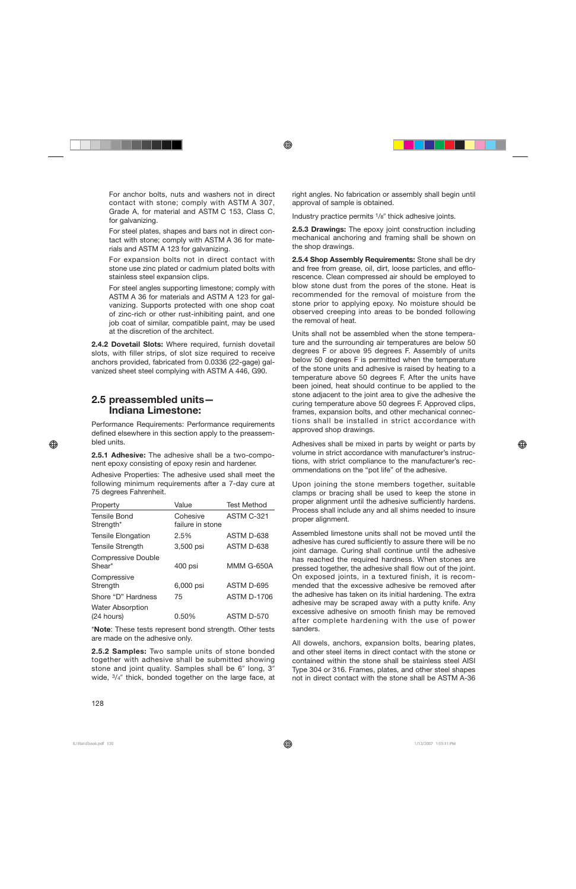For anchor bolts, nuts and washers not in direct contact with stone; comply with ASTM A 307, Grade A, for material and ASTM C 153, Class C, for galvanizing.

For steel plates, shapes and bars not in direct contact with stone; comply with ASTM A 36 for materials and ASTM A 123 for galvanizing.

For expansion bolts not in direct contact with stone use zinc plated or cadmium plated bolts with stainless steel expansion clips.

For steel angles supporting limestone; comply with ASTM A 36 for materials and ASTM A 123 for galvanizing. Supports protected with one shop coat of zinc-rich or other rust-inhibiting paint, and one job coat of similar, compatible paint, may be used at the discretion of the architect.

**2.4.2 Dovetail Slots:** Where required, furnish dovetail slots, with filler strips, of slot size required to receive anchors provided, fabricated from 0.0336 (22-gage) galvanized sheet steel complying with ASTM A 446, G90.

## 2.5 preassembled units— Indiana Limestone:

Performance Requirements: Performance requirements defined elsewhere in this section apply to the preassembled units.

**2.5.1 Adhesive:** The adhesive shall be a two-component epoxy consisting of epoxy resin and hardener.

Adhesive Properties: The adhesive used shall meet the following minimum requirements after a 7-day cure at 75 degrees Fahrenheit.

| Property | Value | Test Method |
|---|---|---|
| Tensile Bond Strength* | Cohesive failure in stone | ASTM C-321 |
| Tensile Elongation | 2.5% | ASTM D-638 |
| Tensile Strength | 3,500 psi | ASTM D-638 |
| Compressive Double Shear* | 400 psi | MMM G-650A |
| Compressive Strength | 6,000 psi | ASTM D-695 |
| Shore “D” Hardness | 75 | ASTM D-1706 |
| Water Absorption (24 hours) | 0.50% | ASTM D-570 |

*__Note__: These tests represent bond strength. Other tests are made on the adhesive only.

**2.5.2 Samples:** Two sample units of stone bonded together with adhesive shall be submitted showing stone and joint quality. Samples shall be 6″ long, 3″ wide, 3/4″ thick, bonded together on the large face, at right angles. No fabrication or assembly shall begin until approval of sample is obtained.

Industry practice permits 1/8″ thick adhesive joints.

**2.5.3 Drawings:** The epoxy joint construction including mechanical anchoring and framing shall be shown on the shop drawings.

**2.5.4 Shop Assembly Requirements:** Stone shall be dry and free from grease, oil, dirt, loose particles, and efflorescence. Clean compressed air should be employed to blow stone dust from the pores of the stone. Heat is recommended for the removal of moisture from the stone prior to applying epoxy. No moisture should be observed creeping into areas to be bonded following the removal of heat.

Units shall not be assembled when the stone temperature and the surrounding air temperatures are below 50 degrees F or above 95 degrees F. Assembly of units below 50 degrees F is permitted when the temperature of the stone units and adhesive is raised by heating to a temperature above 50 degrees F. After the units have been joined, heat should continue to be applied to the stone adjacent to the joint area to give the adhesive the curing temperature above 50 degrees F. Approved clips, frames, expansion bolts, and other mechanical connections shall be installed in strict accordance with approved shop drawings.

Adhesives shall be mixed in parts by weight or parts by volume in strict accordance with manufacturer's instructions, with strict compliance to the manufacturer's recommendations on the “pot life” of the adhesive.

Upon joining the stone members together, suitable clamps or bracing shall be used to keep the stone in proper alignment until the adhesive sufficiently hardens. Process shall include any and all shims needed to insure proper alignment.

Assembled limestone units shall not be moved until the adhesive has cured sufficiently to assure there will be no joint damage. Curing shall continue until the adhesive has reached the required hardness. When stones are pressed together, the adhesive shall flow out of the joint. On exposed joints, in a textured finish, it is recommended that the excessive adhesive be removed after the adhesive has taken on its initial hardening. The extra adhesive may be scraped away with a putty knife. Any excessive adhesive on smooth finish may be removed after complete hardening with the use of power sanders.

All dowels, anchors, expansion bolts, bearing plates, and other steel items in direct contact with the stone or contained within the stone shall be stainless steel AISI Type 304 or 316. Frames, plates, and other steel shapes not in direct contact with the stone shall be ASTM A-36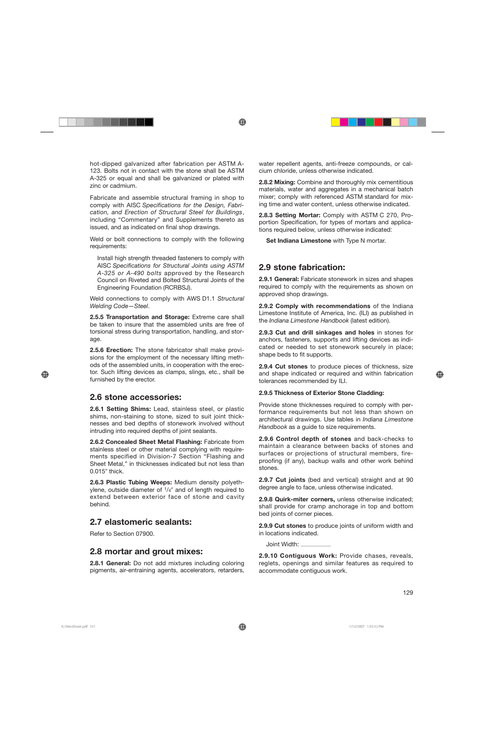hot-dipped galvanized after fabrication per ASTM A-123. Bolts not in contact with the stone shall be ASTM A-325 or equal and shall be galvanized or plated with zinc or cadmium.

Fabricate and assemble structural framing in shop to comply with AISC *Specifications for the Design, Fabrication, and Erection of Structural Steel for Buildings*, including "Commentary" and Supplements thereto as issued, and as indicated on final shop drawings.

Weld or bolt connections to comply with the following requirements:

> Install high strength threaded fasteners to comply with AISC *Specifications for Structural Joints using ASTM A-325 or A-490 bolts* approved by the Research Council on Riveted and Bolted Structural Joints of the Engineering Foundation (RCRBSJ).

Weld connections to comply with AWS D1.1 *Structural Welding Code—Steel*.

**2.5.5 Transportation and Storage:** Extreme care shall be taken to insure that the assembled units are free of torsional stress during transportation, handling, and storage.

**2.5.6 Erection:** The stone fabricator shall make provisions for the employment of the necessary lifting methods of the assembled units, in cooperation with the erector. Such lifting devices as clamps, slings, etc., shall be furnished by the erector.

## 2.6 stone accessories:

**2.6.1 Setting Shims:** Lead, stainless steel, or plastic shims, non-staining to stone, sized to suit joint thicknesses and bed depths of stonework involved without intruding into required depths of joint sealants.

**2.6.2 Concealed Sheet Metal Flashing:** Fabricate from stainless steel or other material complying with requirements specified in Division-7 Section "Flashing and Sheet Metal," in thicknesses indicated but not less than 0.015″ thick.

**2.6.3 Plastic Tubing Weeps:** Medium density polyethylene, outside diameter of 1/4″ and of length required to extend between exterior face of stone and cavity behind.

## 2.7 elastomeric sealants:

Refer to Section 07900.

## 2.8 mortar and grout mixes:

**2.8.1 General:** Do not add mixtures including coloring pigments, air-entraining agents, accelerators, retarders, water repellent agents, anti-freeze compounds, or calcium chloride, unless otherwise indicated.

**2.8.2 Mixing:** Combine and thoroughly mix cementitious materials, water and aggregates in a mechanical batch mixer; comply with referenced ASTM standard for mixing time and water content, unless otherwise indicated.

**2.8.3 Setting Mortar:** Comply with ASTM C 270, Proportion Specification, for types of mortars and applications required below, unless otherwise indicated:

> **Set Indiana Limestone** with Type N mortar.

## 2.9 stone fabrication:

**2.9.1 General:** Fabricate stonework in sizes and shapes required to comply with the requirements as shown on approved shop drawings.

**2.9.2 Comply with recommendations** of the Indiana Limestone Institute of America, Inc. (ILI) as published in the *Indiana Limestone Handbook* (latest edition).

**2.9.3 Cut and drill sinkages and holes** in stones for anchors, fasteners, supports and lifting devices as indicated or needed to set stonework securely in place; shape beds to fit supports.

**2.9.4 Cut stones** to produce pieces of thickness, size and shape indicated or required and within fabrication tolerances recommended by ILI.

**2.9.5 Thickness of Exterior Stone Cladding:**

Provide stone thicknesses required to comply with performance requirements but not less than shown on architectural drawings. Use tables in *Indiana Limestone Handbook* as a guide to size requirements.

**2.9.6 Control depth of stones** and back-checks to maintain a clearance between backs of stones and surfaces or projections of structural members, fireproofing (if any), backup walls and other work behind stones.

**2.9.7 Cut joints** (bed and vertical) straight and at 90 degree angle to face, unless otherwise indicated.

**2.9.8 Quirk-miter corners,** unless otherwise indicated; shall provide for cramp anchorage in top and bottom bed joints of corner pieces.

**2.9.9 Cut stones** to produce joints of uniform width and in locations indicated.

> Joint Width: __________

**2.9.10 Contiguous Work:** Provide chases, reveals, reglets, openings and similar features as required to accommodate contiguous work.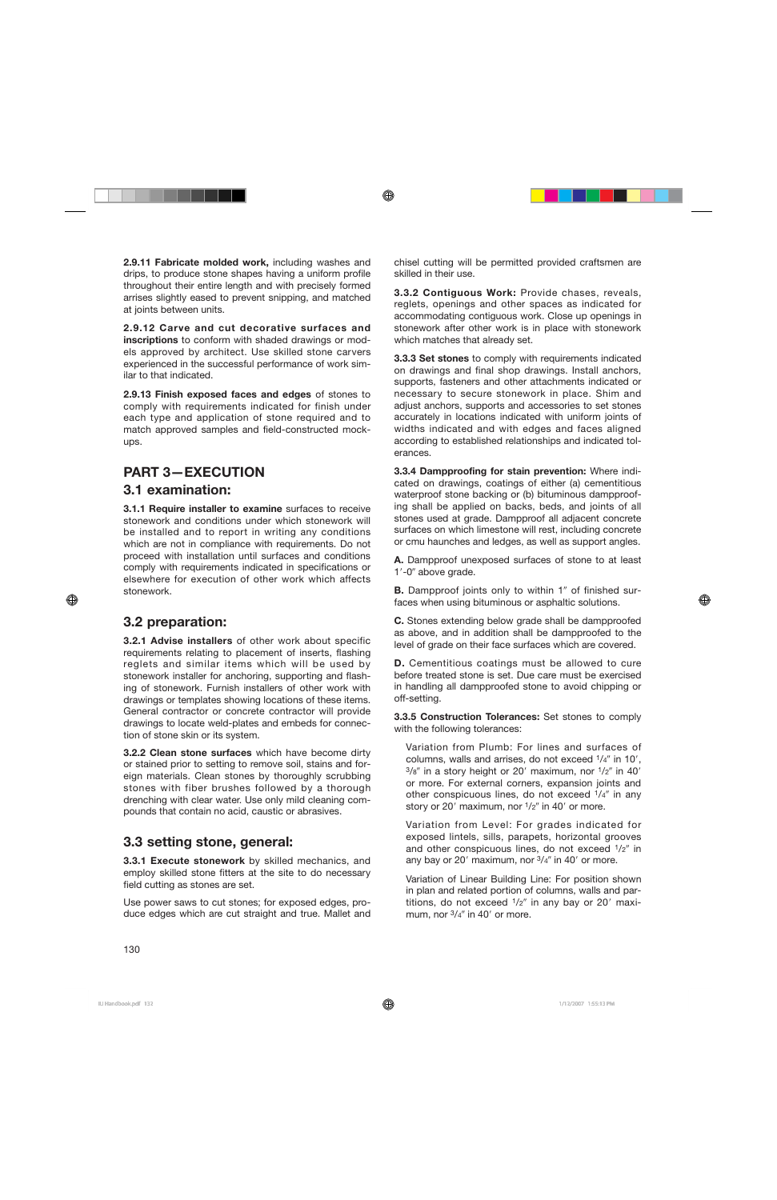**2.9.11 Fabricate molded work,** including washes and drips, to produce stone shapes having a uniform profile throughout their entire length and with precisely formed arrises slightly eased to prevent snipping, and matched at joints between units.

**2.9.12 Carve and cut decorative surfaces and inscriptions** to conform with shaded drawings or models approved by architect. Use skilled stone carvers experienced in the successful performance of work similar to that indicated.

**2.9.13 Finish exposed faces and edges** of stones to comply with requirements indicated for finish under each type and application of stone required and to match approved samples and field-constructed mock-ups.

## PART 3—EXECUTION

### 3.1 examination:

**3.1.1 Require installer to examine** surfaces to receive stonework and conditions under which stonework will be installed and to report in writing any conditions which are not in compliance with requirements. Do not proceed with installation until surfaces and conditions comply with requirements indicated in specifications or elsewhere for execution of other work which affects stonework.

### 3.2 preparation:

**3.2.1 Advise installers** of other work about specific requirements relating to placement of inserts, flashing reglets and similar items which will be used by stonework installer for anchoring, supporting and flashing of stonework. Furnish installers of other work with drawings or templates showing locations of these items. General contractor or concrete contractor will provide drawings to locate weld-plates and embeds for connection of stone skin or its system.

**3.2.2 Clean stone surfaces** which have become dirty or stained prior to setting to remove soil, stains and foreign materials. Clean stones by thoroughly scrubbing stones with fiber brushes followed by a thorough drenching with clear water. Use only mild cleaning compounds that contain no acid, caustic or abrasives.

### 3.3 setting stone, general:

**3.3.1 Execute stonework** by skilled mechanics, and employ skilled stone fitters at the site to do necessary field cutting as stones are set.

Use power saws to cut stones; for exposed edges, produce edges which are cut straight and true. Mallet and chisel cutting will be permitted provided craftsmen are skilled in their use.

**3.3.2 Contiguous Work:** Provide chases, reveals, reglets, openings and other spaces as indicated for accommodating contiguous work. Close up openings in stonework after other work is in place with stonework which matches that already set.

**3.3.3 Set stones** to comply with requirements indicated on drawings and final shop drawings. Install anchors, supports, fasteners and other attachments indicated or necessary to secure stonework in place. Shim and adjust anchors, supports and accessories to set stones accurately in locations indicated with uniform joints of widths indicated and with edges and faces aligned according to established relationships and indicated tolerances.

**3.3.4 Dampproofing for stain prevention:** Where indicated on drawings, coatings of either (a) cementitious waterproof stone backing or (b) bituminous dampproofing shall be applied on backs, beds, and joints of all stones used at grade. Dampproof all adjacent concrete surfaces on which limestone will rest, including concrete or cmu haunches and ledges, as well as support angles.

**A.** Dampproof unexposed surfaces of stone to at least 1′-0″ above grade.

**B.** Dampproof joints only to within 1″ of finished surfaces when using bituminous or asphaltic solutions.

**C.** Stones extending below grade shall be dampproofed as above, and in addition shall be dampproofed to the level of grade on their face surfaces which are covered.

**D.** Cementitious coatings must be allowed to cure before treated stone is set. Due care must be exercised in handling all dampproofed stone to avoid chipping or off-setting.

**3.3.5 Construction Tolerances:** Set stones to comply with the following tolerances:

Variation from Plumb: For lines and surfaces of columns, walls and arrises, do not exceed 1/4″ in 10′, 3/8″ in a story height or 20′ maximum, nor 1/2″ in 40′ or more. For external corners, expansion joints and other conspicuous lines, do not exceed 1/4″ in any story or 20′ maximum, nor 1/2″ in 40′ or more.

Variation from Level: For grades indicated for exposed lintels, sills, parapets, horizontal grooves and other conspicuous lines, do not exceed 1/2″ in any bay or 20′ maximum, nor 3/4″ in 40′ or more.

Variation of Linear Building Line: For position shown in plan and related portion of columns, walls and partitions, do not exceed 1/2″ in any bay or 20′ maximum, nor 3/4″ in 40′ or more.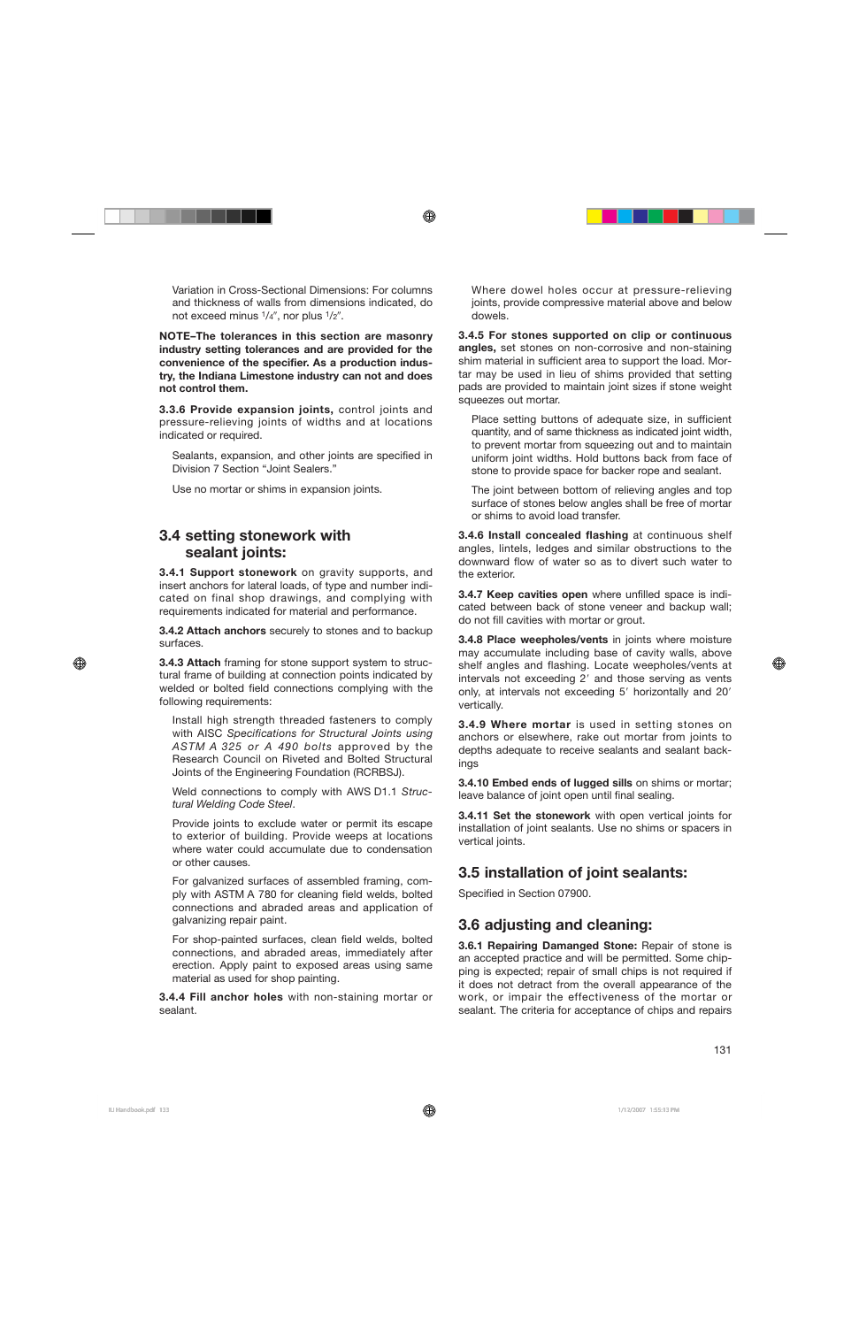Variation in Cross-Sectional Dimensions: For columns and thickness of walls from dimensions indicated, do not exceed minus $1/4''$, nor plus $1/2''$.

**NOTE–The tolerances in this section are masonry industry setting tolerances and are provided for the convenience of the specifier. As a production industry, the Indiana Limestone industry can not and does not control them.**

**3.3.6 Provide expansion joints,** control joints and pressure-relieving joints of widths and at locations indicated or required.

Sealants, expansion, and other joints are specified in Division 7 Section "Joint Sealers."

Use no mortar or shims in expansion joints.

## 3.4 setting stonework with sealant joints:

**3.4.1 Support stonework** on gravity supports, and insert anchors for lateral loads, of type and number indicated on final shop drawings, and complying with requirements indicated for material and performance.

**3.4.2 Attach anchors** securely to stones and to backup surfaces.

**3.4.3 Attach** framing for stone support system to structural frame of building at connection points indicated by welded or bolted field connections complying with the following requirements:

Install high strength threaded fasteners to comply with AISC *Specifications for Structural Joints using ASTM A 325 or A 490 bolts* approved by the Research Council on Riveted and Bolted Structural Joints of the Engineering Foundation (RCRBSJ).

Weld connections to comply with AWS D1.1 *Structural Welding Code Steel*.

Provide joints to exclude water or permit its escape to exterior of building. Provide weeps at locations where water could accumulate due to condensation or other causes.

For galvanized surfaces of assembled framing, comply with ASTM A 780 for cleaning field welds, bolted connections and abraded areas and application of galvanizing repair paint.

For shop-painted surfaces, clean field welds, bolted connections, and abraded areas, immediately after erection. Apply paint to exposed areas using same material as used for shop painting.

**3.4.4 Fill anchor holes** with non-staining mortar or sealant.

Where dowel holes occur at pressure-relieving joints, provide compressive material above and below dowels.

**3.4.5 For stones supported on clip or continuous angles,** set stones on non-corrosive and non-staining shim material in sufficient area to support the load. Mortar may be used in lieu of shims provided that setting pads are provided to maintain joint sizes if stone weight squeezes out mortar.

Place setting buttons of adequate size, in sufficient quantity, and of same thickness as indicated joint width, to prevent mortar from squeezing out and to maintain uniform joint widths. Hold buttons back from face of stone to provide space for backer rope and sealant.

The joint between bottom of relieving angles and top surface of stones below angles shall be free of mortar or shims to avoid load transfer.

**3.4.6 Install concealed flashing** at continuous shelf angles, lintels, ledges and similar obstructions to the downward flow of water so as to divert such water to the exterior.

**3.4.7 Keep cavities open** where unfilled space is indicated between back of stone veneer and backup wall; do not fill cavities with mortar or grout.

**3.4.8 Place weepholes/vents** in joints where moisture may accumulate including base of cavity walls, above shelf angles and flashing. Locate weepholes/vents at intervals not exceeding 2′ and those serving as vents only, at intervals not exceeding 5′ horizontally and 20′ vertically.

**3.4.9 Where mortar** is used in setting stones on anchors or elsewhere, rake out mortar from joints to depths adequate to receive sealants and sealant backings

**3.4.10 Embed ends of lugged sills** on shims or mortar; leave balance of joint open until final sealing.

**3.4.11 Set the stonework** with open vertical joints for installation of joint sealants. Use no shims or spacers in vertical joints.

## 3.5 installation of joint sealants:

Specified in Section 07900.

## 3.6 adjusting and cleaning:

**3.6.1 Repairing Damanged Stone:** Repair of stone is an accepted practice and will be permitted. Some chipping is expected; repair of small chips is not required if it does not detract from the overall appearance of the work, or impair the effectiveness of the mortar or sealant. The criteria for acceptance of chips and repairs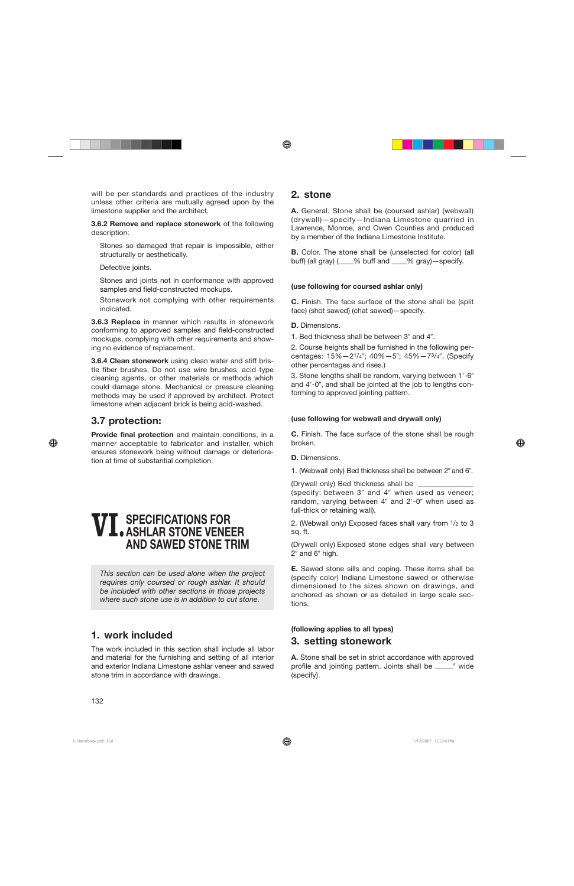will be per standards and practices of the industry unless other criteria are mutually agreed upon by the limestone supplier and the architect.

**3.6.2 Remove and replace stonework** of the following description:

Stones so damaged that repair is impossible, either structurally or aesthetically.

Defective joints.

Stones and joints not in conformance with approved samples and field-constructed mockups.

Stonework not complying with other requirements indicated.

**3.6.3 Replace** in manner which results in stonework conforming to approved samples and field-constructed mockups, complying with other requirements and showing no evidence of replacement.

**3.6.4 Clean stonework** using clean water and stiff bristle fiber brushes. Do not use wire brushes, acid type cleaning agents, or other materials or methods which could damage stone. Mechanical or pressure cleaning methods may be used if approved by architect. Protect limestone when adjacent brick is being acid-washed.

## 3.7 protection:

**Provide final protection** and maintain conditions, in a manner acceptable to fabricator and installer, which ensures stonework being without damage or deterioration at time of substantial completion.

# VI. SPECIFICATIONS FOR ASHLAR STONE VENEER AND SAWED STONE TRIM

*This section can be used alone when the project requires only coursed or rough ashlar. It should be included with other sections in those projects where such stone use is in addition to cut stone.*

## 1. work included

The work included in this section shall include all labor and material for the furnishing and setting of all interior and exterior Indiana Limestone ashlar veneer and sawed stone trim in accordance with drawings.

## 2. stone

**A.** General. Stone shall be (coursed ashlar) (webwall) (drywall)—specify—Indiana Limestone quarried in Lawrence, Monroe, and Owen Counties and produced by a member of the Indiana Limestone Institute.

**B.** Color. The stone shall be (unselected for color) (all buff) (all gray) (____% buff and ____% gray)—specify.

**(use following for coursed ashlar only)**

**C.** Finish. The face surface of the stone shall be (split face) (shot sawed) (chat sawed)—specify.

**D.** Dimensions.

1. Bed thickness shall be between 3″ and 4″.

2. Course heights shall be furnished in the following percentages: 15%—2$^{1}/_{4}$″; 40%—5″; 45%—7$^{3}/_{4}$″. (Specify other percentages and rises.)

3. Stone lengths shall be random, varying between 1′-6″ and 4′-0″, and shall be jointed at the job to lengths conforming to approved jointing pattern.

**(use following for webwall and drywall only)**

**C.** Finish. The face surface of the stone shall be rough broken.

**D.** Dimensions.

1. (Webwall only) Bed thickness shall be between 2″ and 6″.

(Drywall only) Bed thickness shall be ____________ (specify: between 3″ and 4″ when used as veneer; random, varying between 4″ and 2′-0″ when used as full-thick or retaining wall).

2. (Webwall only) Exposed faces shall vary from $^{1}/_{2}$ to 3 sq. ft.

(Drywall only) Exposed stone edges shall vary between 2″ and 6″ high.

**E.** Sawed stone sills and coping. These items shall be (specify color) Indiana Limestone sawed or otherwise dimensioned to the sizes shown on drawings, and anchored as shown or as detailed in large scale sections.

**(following applies to all types)**

## 3. setting stonework

**A.** Stone shall be set in strict accordance with approved profile and jointing pattern. Joints shall be _____″ wide (specify).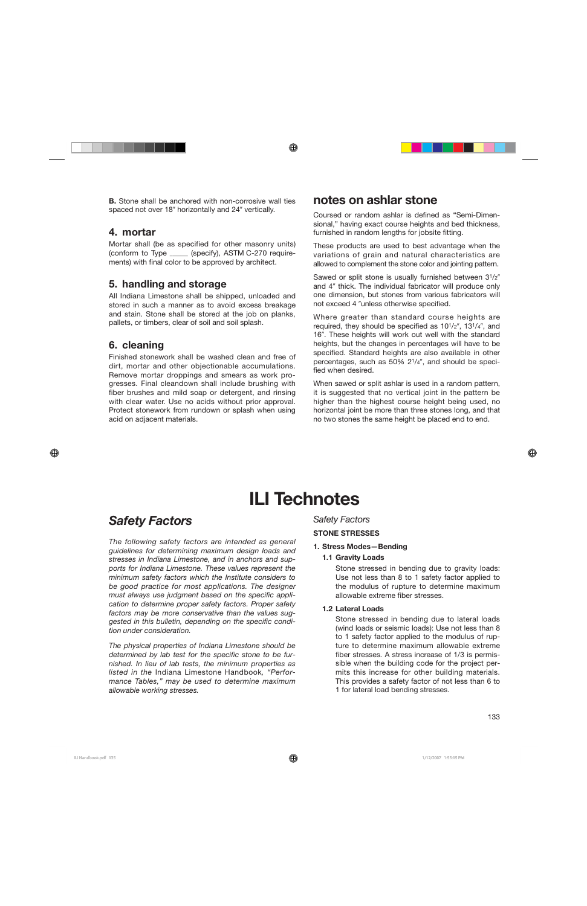**B.** Stone shall be anchored with non-corrosive wall ties spaced not over 18″ horizontally and 24″ vertically.

### 4. mortar

Mortar shall (be as specified for other masonry units) (conform to Type _____ (specify), ASTM C-270 requirements) with final color to be approved by architect.

### 5. handling and storage

All Indiana Limestone shall be shipped, unloaded and stored in such a manner as to avoid excess breakage and stain. Stone shall be stored at the job on planks, pallets, or timbers, clear of soil and soil splash.

### 6. cleaning

Finished stonework shall be washed clean and free of dirt, mortar and other objectionable accumulations. Remove mortar droppings and smears as work progresses. Final cleandown shall include brushing with fiber brushes and mild soap or detergent, and rinsing with clear water. Use no acids without prior approval. Protect stonework from rundown or splash when using acid on adjacent materials.

## notes on ashlar stone

Coursed or random ashlar is defined as "Semi-Dimensional," having exact course heights and bed thickness, furnished in random lengths for jobsite fitting.

These products are used to best advantage when the variations of grain and natural characteristics are allowed to complement the stone color and jointing pattern.

Sawed or split stone is usually furnished between 3$^{1}/_{2}$″ and 4″ thick. The individual fabricator will produce only one dimension, but stones from various fabricators will not exceed 4 ″unless otherwise specified.

Where greater than standard course heights are required, they should be specified as 10$^{1}/_{2}$″, 13$^{1}/_{4}$″, and 16″. These heights will work out well with the standard heights, but the changes in percentages will have to be specified. Standard heights are also available in other percentages, such as 50% 2$^{1}/_{4}$″, and should be specified when desired.

When sawed or split ashlar is used in a random pattern, it is suggested that no vertical joint in the pattern be higher than the highest course height being used, no horizontal joint be more than three stones long, and that no two stones the same height be placed end to end.

# ILI Technotes

## *Safety Factors*

*The following safety factors are intended as general guidelines for determining maximum design loads and stresses in Indiana Limestone, and in anchors and supports for Indiana Limestone. These values represent the minimum safety factors which the Institute considers to be good practice for most applications. The designer must always use judgment based on the specific application to determine proper safety factors. Proper safety factors may be more conservative than the values suggested in this bulletin, depending on the specific condition under consideration.*

*The physical properties of Indiana Limestone should be determined by lab test for the specific stone to be furnished. In lieu of lab tests, the minimum properties as listed in the* Indiana Limestone Handbook, *"Performance Tables," may be used to determine maximum allowable working stresses.*

*Safety Factors*

**STONE STRESSES**

**1. Stress Modes—Bending**

**1.1 Gravity Loads**

Stone stressed in bending due to gravity loads: Use not less than 8 to 1 safety factor applied to the modulus of rupture to determine maximum allowable extreme fiber stresses.

**1.2 Lateral Loads**

Stone stressed in bending due to lateral loads (wind loads or seismic loads): Use not less than 8 to 1 safety factor applied to the modulus of rupture to determine maximum allowable extreme fiber stresses. A stress increase of 1/3 is permissible when the building code for the project permits this increase for other building materials. This provides a safety factor of not less than 6 to 1 for lateral load bending stresses.